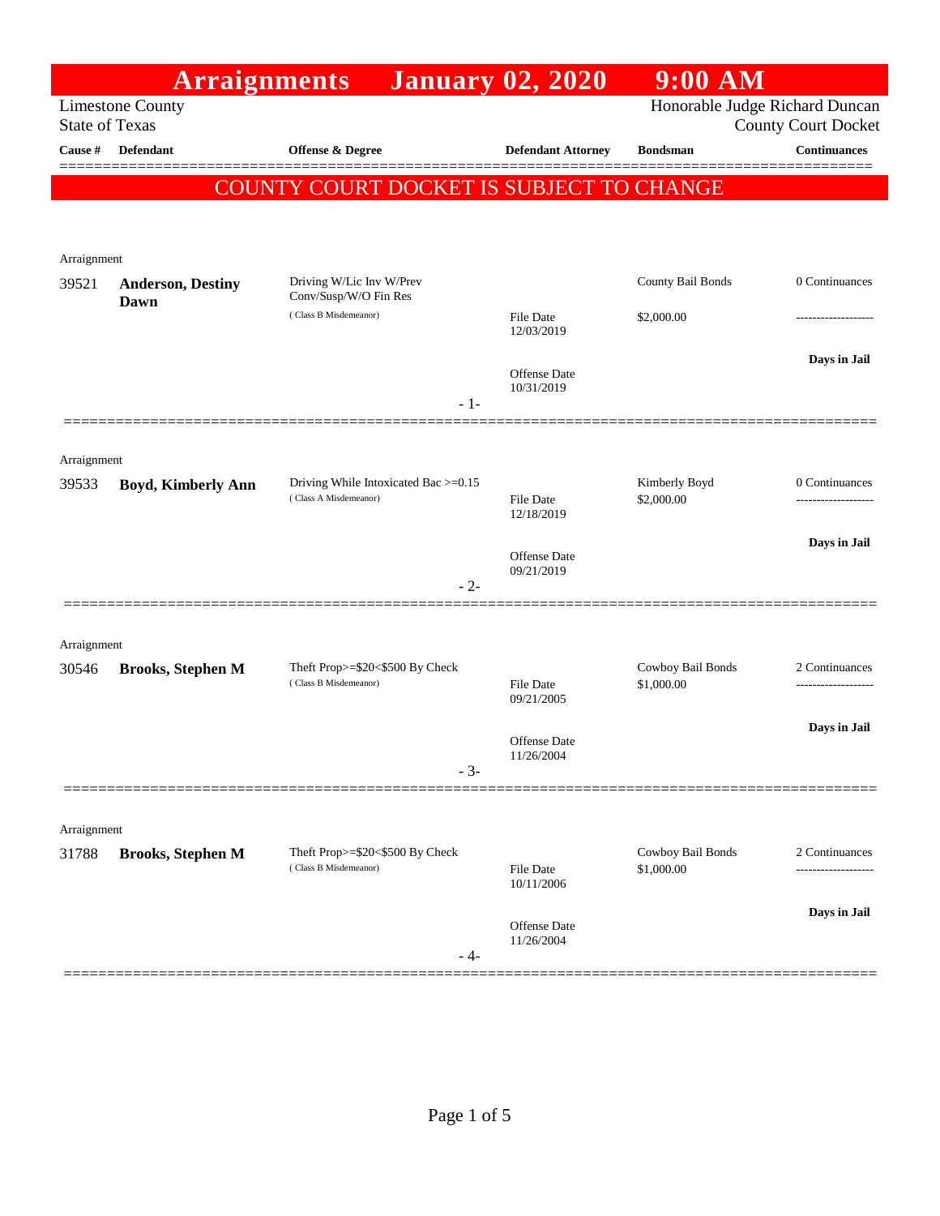# Arraignments January 02, 2020 9:00 AM

Limestone County
State of Texas

Honorable Judge Richard Duncan
County Court Docket

**COUNTY COURT DOCKET IS SUBJECT TO CHANGE**

| Cause # | Defendant | Offense & Degree | Defendant Attorney | Bondsman | Continuances |
|---|---|---|---|---|---|
| Arraignment | | | | | |
| 39521 | **Anderson, Destiny Dawn** | Driving W/Lic Inv W/Prev Conv/Susp/W/O Fin Res (Class B Misdemeanor) | File Date 12/03/2019; Offense Date 10/31/2019 | County Bail Bonds $2,000.00 | 0 Continuances; **Days in Jail** |
| - 1- | | | | | |
| Arraignment | | | | | |
| 39533 | **Boyd, Kimberly Ann** | Driving While Intoxicated Bac >=0.15 (Class A Misdemeanor) | File Date 12/18/2019; Offense Date 09/21/2019 | Kimberly Boyd $2,000.00 | 0 Continuances; **Days in Jail** |
| - 2- | | | | | |
| Arraignment | | | | | |
| 30546 | **Brooks, Stephen M** | Theft Prop>=$20<$500 By Check (Class B Misdemeanor) | File Date 09/21/2005; Offense Date 11/26/2004 | Cowboy Bail Bonds $1,000.00 | 2 Continuances; **Days in Jail** |
| - 3- | | | | | |
| Arraignment | | | | | |
| 31788 | **Brooks, Stephen M** | Theft Prop>=$20<$500 By Check (Class B Misdemeanor) | File Date 10/11/2006; Offense Date 11/26/2004 | Cowboy Bail Bonds $1,000.00 | 2 Continuances; **Days in Jail** |
| - 4- | | | | | |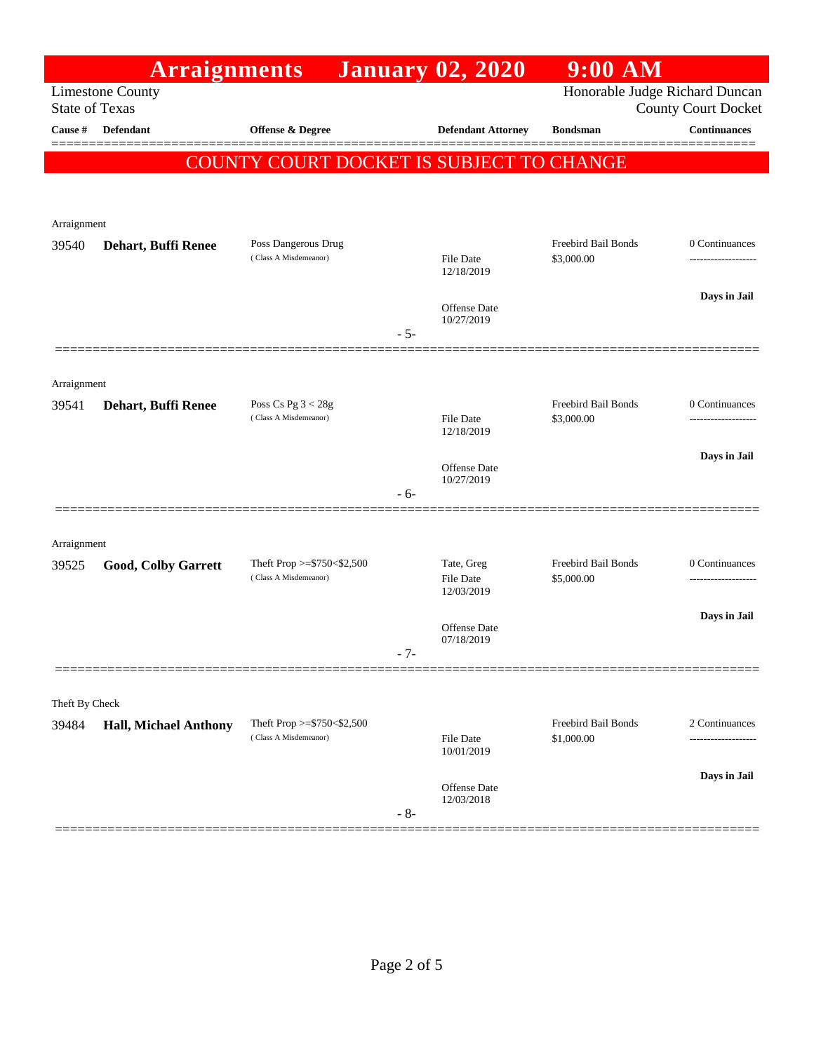# Arraignments January 02, 2020 9:00 AM

Limestone County
State of Texas

Honorable Judge Richard Duncan
County Court Docket

**COUNTY COURT DOCKET IS SUBJECT TO CHANGE**

| Cause # | Defendant | Offense & Degree | Defendant Attorney | Bondsman | Continuances |
|---|---|---|---|---|---|
| Arraignment | | | | | |
| 39540 | **Dehart, Buffi Renee** | Poss Dangerous Drug (Class A Misdemeanor) | File Date 12/18/2019; Offense Date 10/27/2019 | Freebird Bail Bonds $3,000.00 | 0 Continuances; Days in Jail |
| | | | - 5- | | |
| Arraignment | | | | | |
| 39541 | **Dehart, Buffi Renee** | Poss Cs Pg 3 < 28g (Class A Misdemeanor) | File Date 12/18/2019; Offense Date 10/27/2019 | Freebird Bail Bonds $3,000.00 | 0 Continuances; Days in Jail |
| | | | - 6- | | |
| Arraignment | | | | | |
| 39525 | **Good, Colby Garrett** | Theft Prop >=$750<$2,500 (Class A Misdemeanor) | Tate, Greg; File Date 12/03/2019; Offense Date 07/18/2019 | Freebird Bail Bonds $5,000.00 | 0 Continuances; Days in Jail |
| | | | - 7- | | |
| Theft By Check | | | | | |
| 39484 | **Hall, Michael Anthony** | Theft Prop >=$750<$2,500 (Class A Misdemeanor) | File Date 10/01/2019; Offense Date 12/03/2018 | Freebird Bail Bonds $1,000.00 | 2 Continuances; Days in Jail |
| | | | - 8- | | |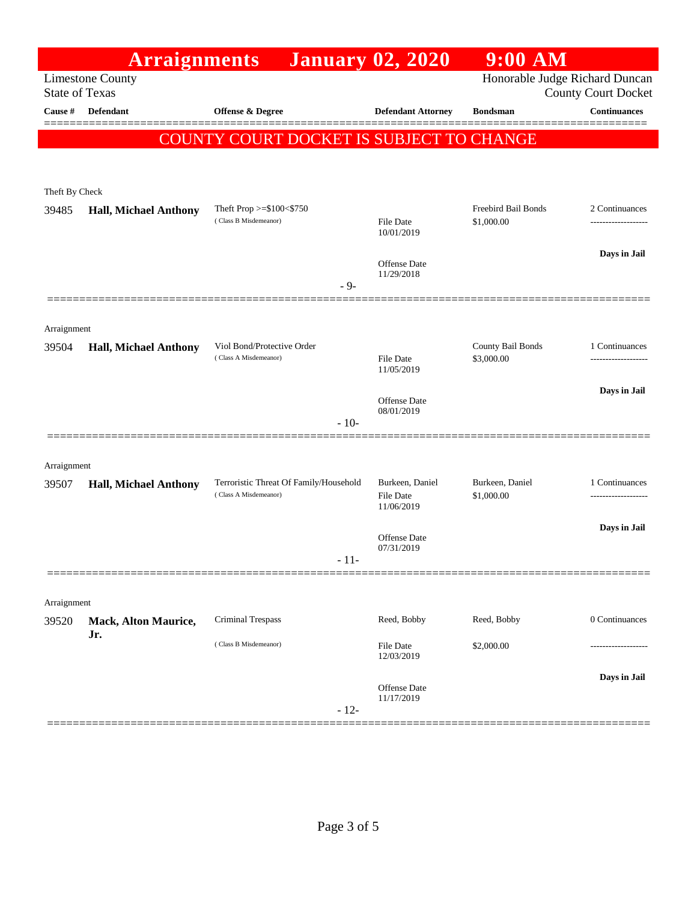# Arraignments January 02, 2020 9:00 AM

Limestone County
State of Texas

Honorable Judge Richard Duncan
County Court Docket

**COUNTY COURT DOCKET IS SUBJECT TO CHANGE**

| Cause # | Defendant | Offense & Degree | Defendant Attorney | Bondsman | Continuances |
|---|---|---|---|---|---|
| Theft By Check | | | | | |
| 39485 | **Hall, Michael Anthony** | Theft Prop >=$100<$750 (Class B Misdemeanor) | File Date 10/01/2019; Offense Date 11/29/2018 | Freebird Bail Bonds $1,000.00 | 2 Continuances; **Days in Jail** |
| | | - 9- | | | |
| Arraignment | | | | | |
| 39504 | **Hall, Michael Anthony** | Viol Bond/Protective Order (Class A Misdemeanor) | File Date 11/05/2019; Offense Date 08/01/2019 | County Bail Bonds $3,000.00 | 1 Continuances; **Days in Jail** |
| | | - 10- | | | |
| Arraignment | | | | | |
| 39507 | **Hall, Michael Anthony** | Terroristic Threat Of Family/Household (Class A Misdemeanor) | Burkeen, Daniel; File Date 11/06/2019; Offense Date 07/31/2019 | Burkeen, Daniel $1,000.00 | 1 Continuances; **Days in Jail** |
| | | - 11- | | | |
| Arraignment | | | | | |
| 39520 | **Mack, Alton Maurice, Jr.** | Criminal Trespass (Class B Misdemeanor) | Reed, Bobby; File Date 12/03/2019; Offense Date 11/17/2019 | Reed, Bobby $2,000.00 | 0 Continuances; **Days in Jail** |
| | | - 12- | | | |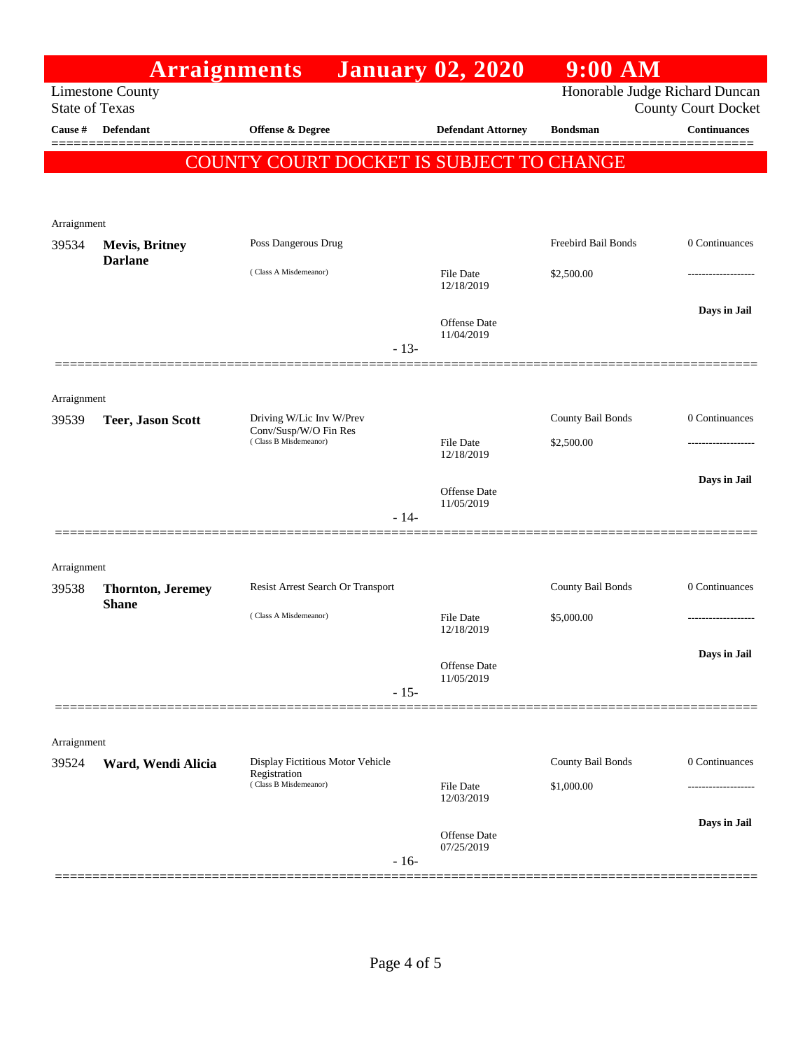# Arraignments January 02, 2020 9:00 AM

Limestone County
State of Texas

Honorable Judge Richard Duncan
County Court Docket

**COUNTY COURT DOCKET IS SUBJECT TO CHANGE**

| Cause # | Defendant | Offense & Degree | Defendant Attorney | Bondsman | Continuances |
|---|---|---|---|---|---|
| Arraignment | | | | | |
| 39534 | **Mevis, Britney Darlane** | Poss Dangerous Drug (Class A Misdemeanor) | File Date 12/18/2019; Offense Date 11/04/2019 | Freebird Bail Bonds $2,500.00 | 0 Continuances; Days in Jail |
| | | | - 13- | | |
| Arraignment | | | | | |
| 39539 | **Teer, Jason Scott** | Driving W/Lic Inv W/Prev Conv/Susp/W/O Fin Res (Class B Misdemeanor) | File Date 12/18/2019; Offense Date 11/05/2019 | County Bail Bonds $2,500.00 | 0 Continuances; Days in Jail |
| | | | - 14- | | |
| Arraignment | | | | | |
| 39538 | **Thornton, Jeremey Shane** | Resist Arrest Search Or Transport (Class A Misdemeanor) | File Date 12/18/2019; Offense Date 11/05/2019 | County Bail Bonds $5,000.00 | 0 Continuances; Days in Jail |
| | | | - 15- | | |
| Arraignment | | | | | |
| 39524 | **Ward, Wendi Alicia** | Display Fictitious Motor Vehicle Registration (Class B Misdemeanor) | File Date 12/03/2019; Offense Date 07/25/2019 | County Bail Bonds $1,000.00 | 0 Continuances; Days in Jail |
| | | | - 16- | | |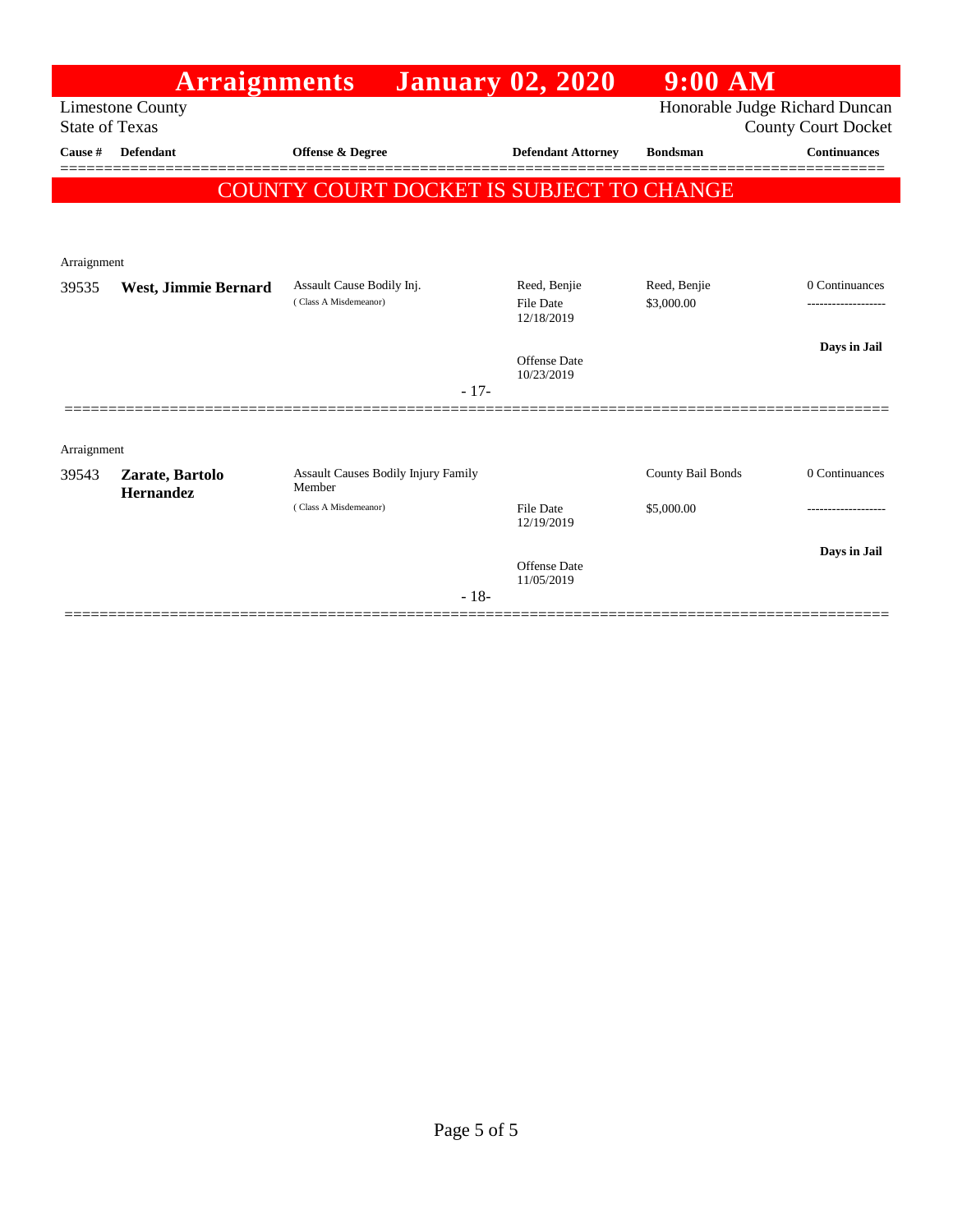# Arraignments January 02, 2020 9:00 AM

Limestone County
State of Texas

Honorable Judge Richard Duncan
County Court Docket

| Cause # | Defendant | Offense & Degree | Defendant Attorney | Bondsman | Continuances |
|---|---|---|---|---|---|

**COUNTY COURT DOCKET IS SUBJECT TO CHANGE**

Arraignment

| Cause # | Defendant | Offense & Degree | Defendant Attorney | Bondsman | Continuances |
|---|---|---|---|---|---|
| 39535 | **West, Jimmie Bernard** | Assault Cause Bodily Inj. (Class A Misdemeanor) | Reed, Benjie<br>File Date 12/18/2019<br>Offense Date 10/23/2019 | Reed, Benjie<br>$3,000.00 | 0 Continuances<br>-------------------<br>**Days in Jail** |

- 17-

Arraignment

| Cause # | Defendant | Offense & Degree | Defendant Attorney | Bondsman | Continuances |
|---|---|---|---|---|---|
| 39543 | **Zarate, Bartolo Hernandez** | Assault Causes Bodily Injury Family Member (Class A Misdemeanor) | File Date 12/19/2019<br>Offense Date 11/05/2019 | County Bail Bonds<br>$5,000.00 | 0 Continuances<br>-------------------<br>**Days in Jail** |

- 18-